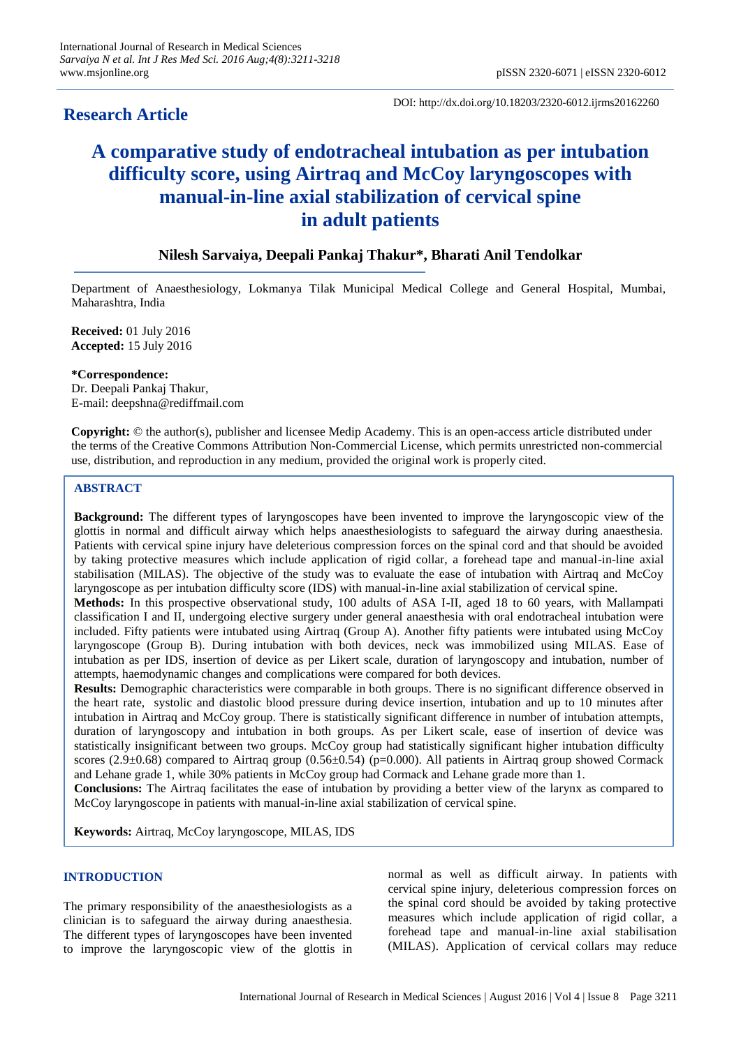**Research Article**

DOI: http://dx.doi.org/10.18203/2320-6012.ijrms20162260

# A comparative study of endotracheal intubation as per intubation difficulty score, using Airtraq and McCoy laryngoscopes with manual-in-line axial stabilization of cervical spine in adult patients

**Nilesh Sarvaiya, Deepali Pankaj Thakur*, Bharati Anil Tendolkar**

Department of Anaesthesiology, Lokmanya Tilak Municipal Medical College and General Hospital, Mumbai, Maharashtra, India

**Received:** 01 July 2016
**Accepted:** 15 July 2016

***Correspondence:**
Dr. Deepali Pankaj Thakur,
E-mail: deepshna@rediffmail.com

**Copyright:** © the author(s), publisher and licensee Medip Academy. This is an open-access article distributed under the terms of the Creative Commons Attribution Non-Commercial License, which permits unrestricted non-commercial use, distribution, and reproduction in any medium, provided the original work is properly cited.

## ABSTRACT

**Background:** The different types of laryngoscopes have been invented to improve the laryngoscopic view of the glottis in normal and difficult airway which helps anaesthesiologists to safeguard the airway during anaesthesia. Patients with cervical spine injury have deleterious compression forces on the spinal cord and that should be avoided by taking protective measures which include application of rigid collar, a forehead tape and manual-in-line axial stabilisation (MILAS). The objective of the study was to evaluate the ease of intubation with Airtraq and McCoy laryngoscope as per intubation difficulty score (IDS) with manual-in-line axial stabilization of cervical spine.

**Methods:** In this prospective observational study, 100 adults of ASA I-II, aged 18 to 60 years, with Mallampati classification I and II, undergoing elective surgery under general anaesthesia with oral endotracheal intubation were included. Fifty patients were intubated using Airtraq (Group A). Another fifty patients were intubated using McCoy laryngoscope (Group B). During intubation with both devices, neck was immobilized using MILAS. Ease of intubation as per IDS, insertion of device as per Likert scale, duration of laryngoscopy and intubation, number of attempts, haemodynamic changes and complications were compared for both devices.

**Results:** Demographic characteristics were comparable in both groups. There is no significant difference observed in the heart rate, systolic and diastolic blood pressure during device insertion, intubation and up to 10 minutes after intubation in Airtraq and McCoy group. There is statistically significant difference in number of intubation attempts, duration of laryngoscopy and intubation in both groups. As per Likert scale, ease of insertion of device was statistically insignificant between two groups. McCoy group had statistically significant higher intubation difficulty scores (2.9±0.68) compared to Airtraq group (0.56±0.54) (p=0.000). All patients in Airtraq group showed Cormack and Lehane grade 1, while 30% patients in McCoy group had Cormack and Lehane grade more than 1.

**Conclusions:** The Airtraq facilitates the ease of intubation by providing a better view of the larynx as compared to McCoy laryngoscope in patients with manual-in-line axial stabilization of cervical spine.

**Keywords:** Airtraq, McCoy laryngoscope, MILAS, IDS

## INTRODUCTION

The primary responsibility of the anaesthesiologists as a clinician is to safeguard the airway during anaesthesia. The different types of laryngoscopes have been invented to improve the laryngoscopic view of the glottis in normal as well as difficult airway. In patients with cervical spine injury, deleterious compression forces on the spinal cord should be avoided by taking protective measures which include application of rigid collar, a forehead tape and manual-in-line axial stabilisation (MILAS). Application of cervical collars may reduce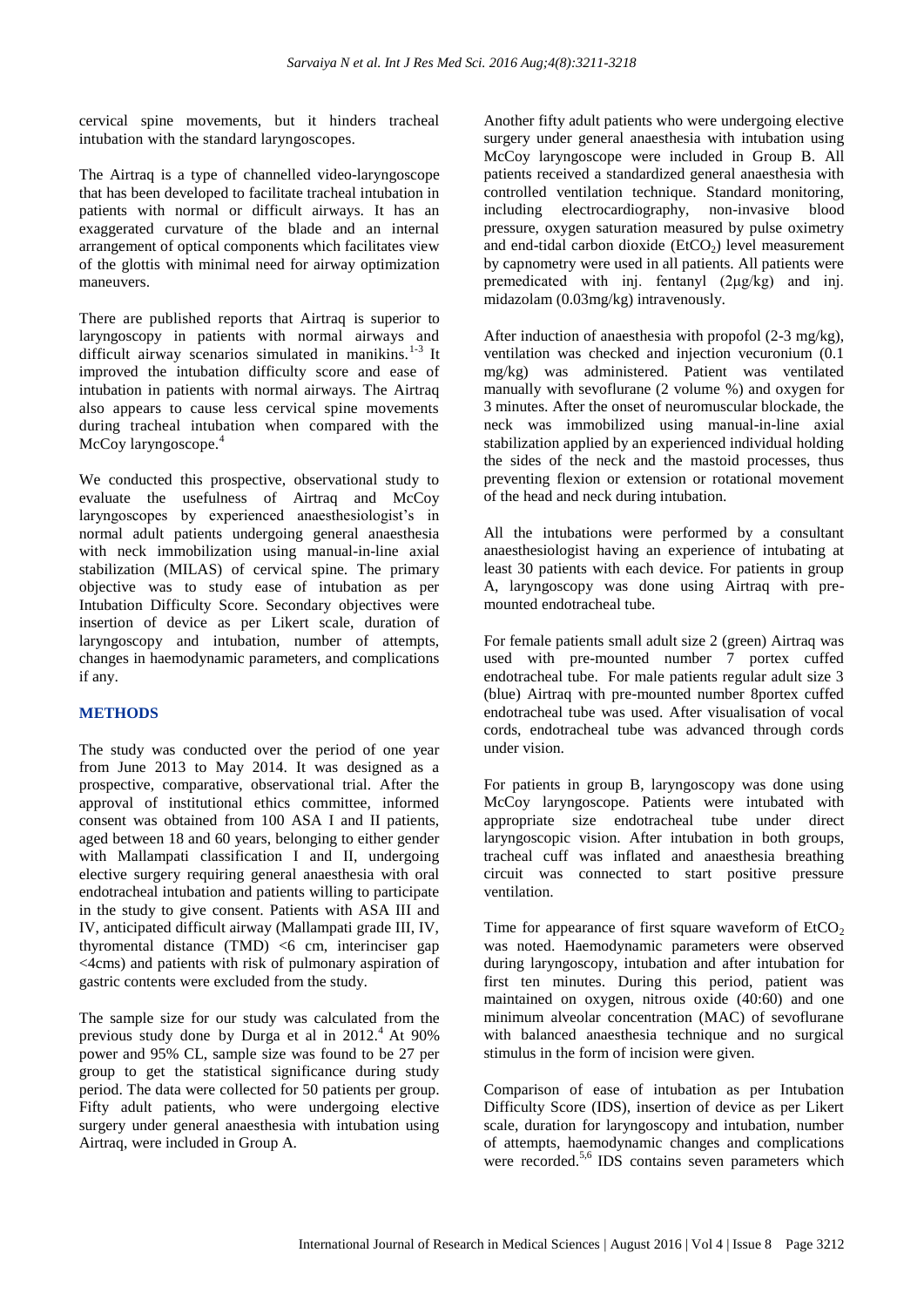cervical spine movements, but it hinders tracheal intubation with the standard laryngoscopes.

The Airtraq is a type of channelled video-laryngoscope that has been developed to facilitate tracheal intubation in patients with normal or difficult airways. It has an exaggerated curvature of the blade and an internal arrangement of optical components which facilitates view of the glottis with minimal need for airway optimization maneuvers.

There are published reports that Airtraq is superior to laryngoscopy in patients with normal airways and difficult airway scenarios simulated in manikins.[1-3] It improved the intubation difficulty score and ease of intubation in patients with normal airways. The Airtraq also appears to cause less cervical spine movements during tracheal intubation when compared with the McCoy laryngoscope.[4]

We conducted this prospective, observational study to evaluate the usefulness of Airtraq and McCoy laryngoscopes by experienced anaesthesiologist's in normal adult patients undergoing general anaesthesia with neck immobilization using manual-in-line axial stabilization (MILAS) of cervical spine. The primary objective was to study ease of intubation as per Intubation Difficulty Score. Secondary objectives were insertion of device as per Likert scale, duration of laryngoscopy and intubation, number of attempts, changes in haemodynamic parameters, and complications if any.

## METHODS

The study was conducted over the period of one year from June 2013 to May 2014. It was designed as a prospective, comparative, observational trial. After the approval of institutional ethics committee, informed consent was obtained from 100 ASA I and II patients, aged between 18 and 60 years, belonging to either gender with Mallampati classification I and II, undergoing elective surgery requiring general anaesthesia with oral endotracheal intubation and patients willing to participate in the study to give consent. Patients with ASA III and IV, anticipated difficult airway (Mallampati grade III, IV, thyromental distance (TMD) <6 cm, interinciser gap <4cms) and patients with risk of pulmonary aspiration of gastric contents were excluded from the study.

The sample size for our study was calculated from the previous study done by Durga et al in 2012.[4] At 90% power and 95% CL, sample size was found to be 27 per group to get the statistical significance during study period. The data were collected for 50 patients per group. Fifty adult patients, who were undergoing elective surgery under general anaesthesia with intubation using Airtraq, were included in Group A.

Another fifty adult patients who were undergoing elective surgery under general anaesthesia with intubation using McCoy laryngoscope were included in Group B. All patients received a standardized general anaesthesia with controlled ventilation technique. Standard monitoring, including electrocardiography, non-invasive blood pressure, oxygen saturation measured by pulse oximetry and end-tidal carbon dioxide ($EtCO_2$) level measurement by capnometry were used in all patients. All patients were premedicated with inj. fentanyl (2µg/kg) and inj. midazolam (0.03mg/kg) intravenously.

After induction of anaesthesia with propofol (2-3 mg/kg), ventilation was checked and injection vecuronium (0.1 mg/kg) was administered. Patient was ventilated manually with sevoflurane (2 volume %) and oxygen for 3 minutes. After the onset of neuromuscular blockade, the neck was immobilized using manual-in-line axial stabilization applied by an experienced individual holding the sides of the neck and the mastoid processes, thus preventing flexion or extension or rotational movement of the head and neck during intubation.

All the intubations were performed by a consultant anaesthesiologist having an experience of intubating at least 30 patients with each device. For patients in group A, laryngoscopy was done using Airtraq with pre-mounted endotracheal tube.

For female patients small adult size 2 (green) Airtraq was used with pre-mounted number 7 portex cuffed endotracheal tube. For male patients regular adult size 3 (blue) Airtraq with pre-mounted number 8portex cuffed endotracheal tube was used. After visualisation of vocal cords, endotracheal tube was advanced through cords under vision.

For patients in group B, laryngoscopy was done using McCoy laryngoscope. Patients were intubated with appropriate size endotracheal tube under direct laryngoscopic vision. After intubation in both groups, tracheal cuff was inflated and anaesthesia breathing circuit was connected to start positive pressure ventilation.

Time for appearance of first square waveform of $EtCO_2$ was noted. Haemodynamic parameters were observed during laryngoscopy, intubation and after intubation for first ten minutes. During this period, patient was maintained on oxygen, nitrous oxide (40:60) and one minimum alveolar concentration (MAC) of sevoflurane with balanced anaesthesia technique and no surgical stimulus in the form of incision were given.

Comparison of ease of intubation as per Intubation Difficulty Score (IDS), insertion of device as per Likert scale, duration for laryngoscopy and intubation, number of attempts, haemodynamic changes and complications were recorded.[5,6] IDS contains seven parameters which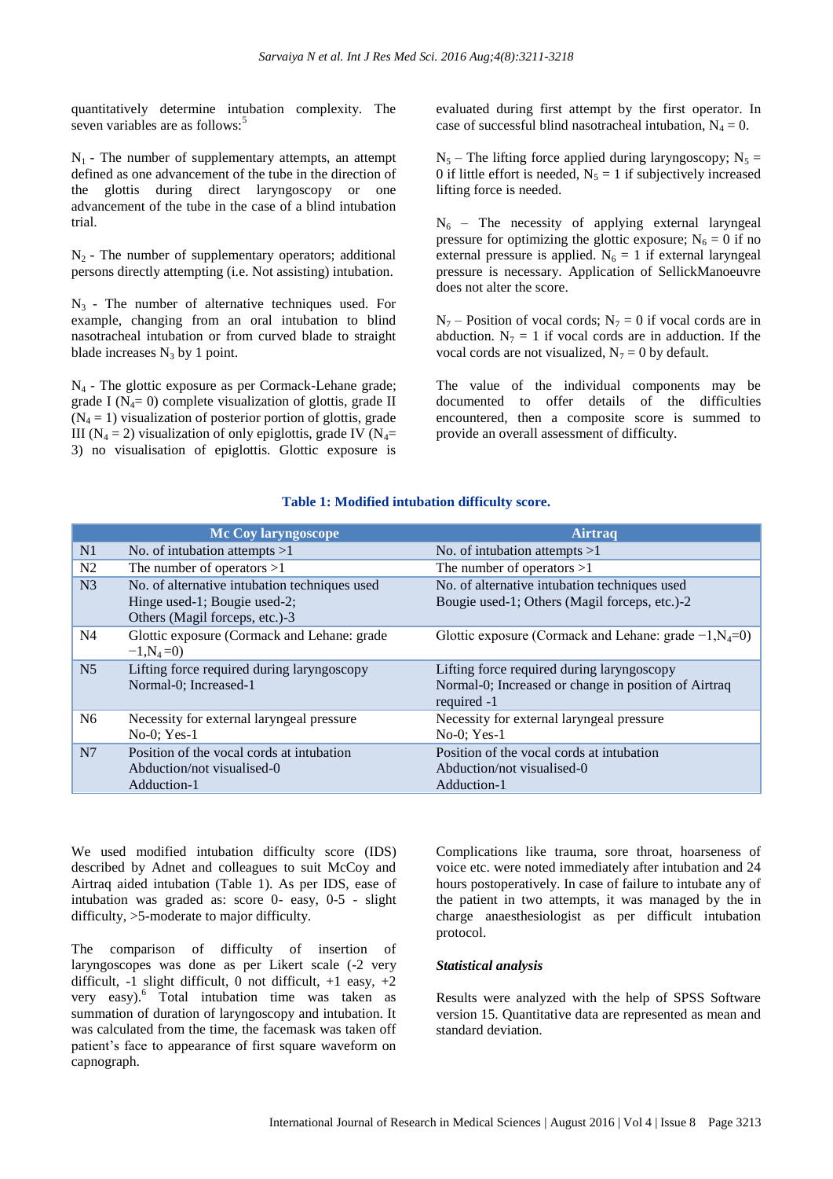quantitatively determine intubation complexity. The seven variables are as follows:[5]

$N_1$ - The number of supplementary attempts, an attempt defined as one advancement of the tube in the direction of the glottis during direct laryngoscopy or one advancement of the tube in the case of a blind intubation trial.

$N_2$ - The number of supplementary operators; additional persons directly attempting (i.e. Not assisting) intubation.

$N_3$ - The number of alternative techniques used. For example, changing from an oral intubation to blind nasotracheal intubation or from curved blade to straight blade increases $N_3$ by 1 point.

$N_4$ - The glottic exposure as per Cormack-Lehane grade; grade I ($N_4$= 0) complete visualization of glottis, grade II ($N_4$ = 1) visualization of posterior portion of glottis, grade III ($N_4$ = 2) visualization of only epiglottis, grade IV ($N_4$= 3) no visualisation of epiglottis. Glottic exposure is evaluated during first attempt by the first operator. In case of successful blind nasotracheal intubation, $N_4$ = 0.

$N_5$ – The lifting force applied during laryngoscopy; $N_5$ = 0 if little effort is needed, $N_5$ = 1 if subjectively increased lifting force is needed.

$N_6$ – The necessity of applying external laryngeal pressure for optimizing the glottic exposure; $N_6$ = 0 if no external pressure is applied. $N_6$ = 1 if external laryngeal pressure is necessary. Application of SellickManoeuvre does not alter the score.

$N_7$ – Position of vocal cords; $N_7$ = 0 if vocal cords are in abduction. $N_7$ = 1 if vocal cords are in adduction. If the vocal cords are not visualized, $N_7$ = 0 by default.

The value of the individual components may be documented to offer details of the difficulties encountered, then a composite score is summed to provide an overall assessment of difficulty.

**Table 1: Modified intubation difficulty score.**

| | Mc Coy laryngoscope | Airtraq |
|---|---|---|
| N1 | No. of intubation attempts >1 | No. of intubation attempts >1 |
| N2 | The number of operators >1 | The number of operators >1 |
| N3 | No. of alternative intubation techniques used<br>Hinge used-1; Bougie used-2;<br>Others (Magil forceps, etc.)-3 | No. of alternative intubation techniques used<br>Bougie used-1; Others (Magil forceps, etc.)-2 |
| N4 | Glottic exposure (Cormack and Lehane: grade −1,$N_4$=0) | Glottic exposure (Cormack and Lehane: grade −1,$N_4$=0) |
| N5 | Lifting force required during laryngoscopy<br>Normal-0; Increased-1 | Lifting force required during laryngoscopy<br>Normal-0; Increased or change in position of Airtraq required -1 |
| N6 | Necessity for external laryngeal pressure<br>No-0; Yes-1 | Necessity for external laryngeal pressure<br>No-0; Yes-1 |
| N7 | Position of the vocal cords at intubation<br>Abduction/not visualised-0<br>Adduction-1 | Position of the vocal cords at intubation<br>Abduction/not visualised-0<br>Adduction-1 |

We used modified intubation difficulty score (IDS) described by Adnet and colleagues to suit McCoy and Airtraq aided intubation (Table 1). As per IDS, ease of intubation was graded as: score 0- easy, 0-5 - slight difficulty, >5-moderate to major difficulty.

The comparison of difficulty of insertion of laryngoscopes was done as per Likert scale (-2 very difficult, -1 slight difficult, 0 not difficult, +1 easy, +2 very easy).[6] Total intubation time was taken as summation of duration of laryngoscopy and intubation. It was calculated from the time, the facemask was taken off patient's face to appearance of first square waveform on capnograph.

Complications like trauma, sore throat, hoarseness of voice etc. were noted immediately after intubation and 24 hours postoperatively. In case of failure to intubate any of the patient in two attempts, it was managed by the in charge anaesthesiologist as per difficult intubation protocol.

### *Statistical analysis*

Results were analyzed with the help of SPSS Software version 15. Quantitative data are represented as mean and standard deviation.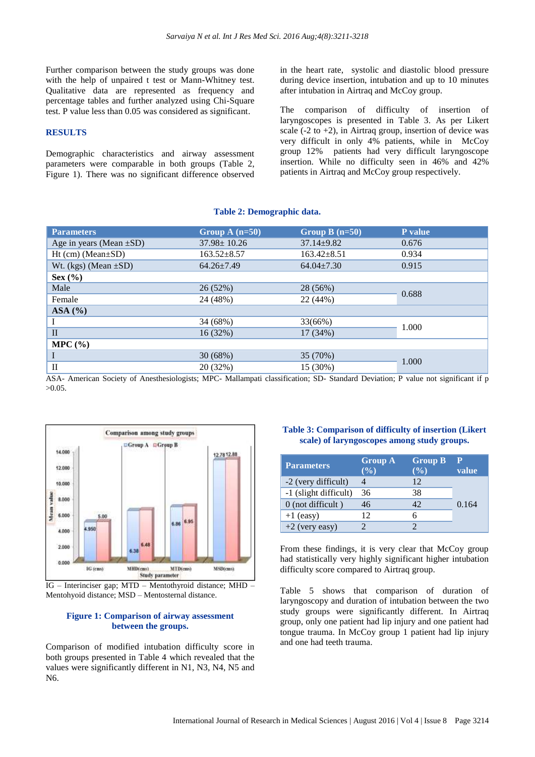Further comparison between the study groups was done with the help of unpaired t test or Mann-Whitney test. Qualitative data are represented as frequency and percentage tables and further analyzed using Chi-Square test. P value less than 0.05 was considered as significant.

## RESULTS

Demographic characteristics and airway assessment parameters were comparable in both groups (Table 2, Figure 1). There was no significant difference observed in the heart rate, systolic and diastolic blood pressure during device insertion, intubation and up to 10 minutes after intubation in Airtraq and McCoy group.

The comparison of difficulty of insertion of laryngoscopes is presented in Table 3. As per Likert scale (-2 to +2), in Airtraq group, insertion of device was very difficult in only 4% patients, while in McCoy group 12% patients had very difficult laryngoscope insertion. While no difficulty seen in 46% and 42% patients in Airtraq and McCoy group respectively.

**Table 2: Demographic data.**

| Parameters | Group A (n=50) | Group B (n=50) | P value |
|---|---|---|---|
| Age in years (Mean ±SD) | 37.98± 10.26 | 37.14±9.82 | 0.676 |
| Ht (cm) (Mean±SD) | 163.52±8.57 | 163.42±8.51 | 0.934 |
| Wt. (kgs) (Mean ±SD) | 64.26±7.49 | 64.04±7.30 | 0.915 |
| **Sex (%)** | | | |
| Male | 26 (52%) | 28 (56%) | 0.688 |
| Female | 24 (48%) | 22 (44%) | |
| **ASA (%)** | | | |
| I | 34 (68%) | 33(66%) | 1.000 |
| II | 16 (32%) | 17 (34%) | |
| **MPC (%)** | | | |
| I | 30 (68%) | 35 (70%) | 1.000 |
| II | 20 (32%) | 15 (30%) | |

ASA- American Society of Anesthesiologists; MPC- Mallampati classification; SD- Standard Deviation; P value not significant if p >0.05.

IG – Interinciser gap; MTD – Mentothyroid distance; MHD – Mentohyoid distance; MSD – Mentosternal distance.

**Figure 1: Comparison of airway assessment between the groups.**

Comparison of modified intubation difficulty score in both groups presented in Table 4 which revealed that the values were significantly different in N1, N3, N4, N5 and N6.

**Table 3: Comparison of difficulty of insertion (Likert scale) of laryngoscopes among study groups.**

| Parameters | Group A (%) | Group B (%) | P value |
|---|---|---|---|
| -2 (very difficult) | 4 | 12 | 0.164 |
| -1 (slight difficult) | 36 | 38 | |
| 0 (not difficult ) | 46 | 42 | |
| +1 (easy) | 12 | 6 | |
| +2 (very easy) | 2 | 2 | |

From these findings, it is very clear that McCoy group had statistically very highly significant higher intubation difficulty score compared to Airtraq group.

Table 5 shows that comparison of duration of laryngoscopy and duration of intubation between the two study groups were significantly different. In Airtraq group, only one patient had lip injury and one patient had tongue trauma. In McCoy group 1 patient had lip injury and one had teeth trauma.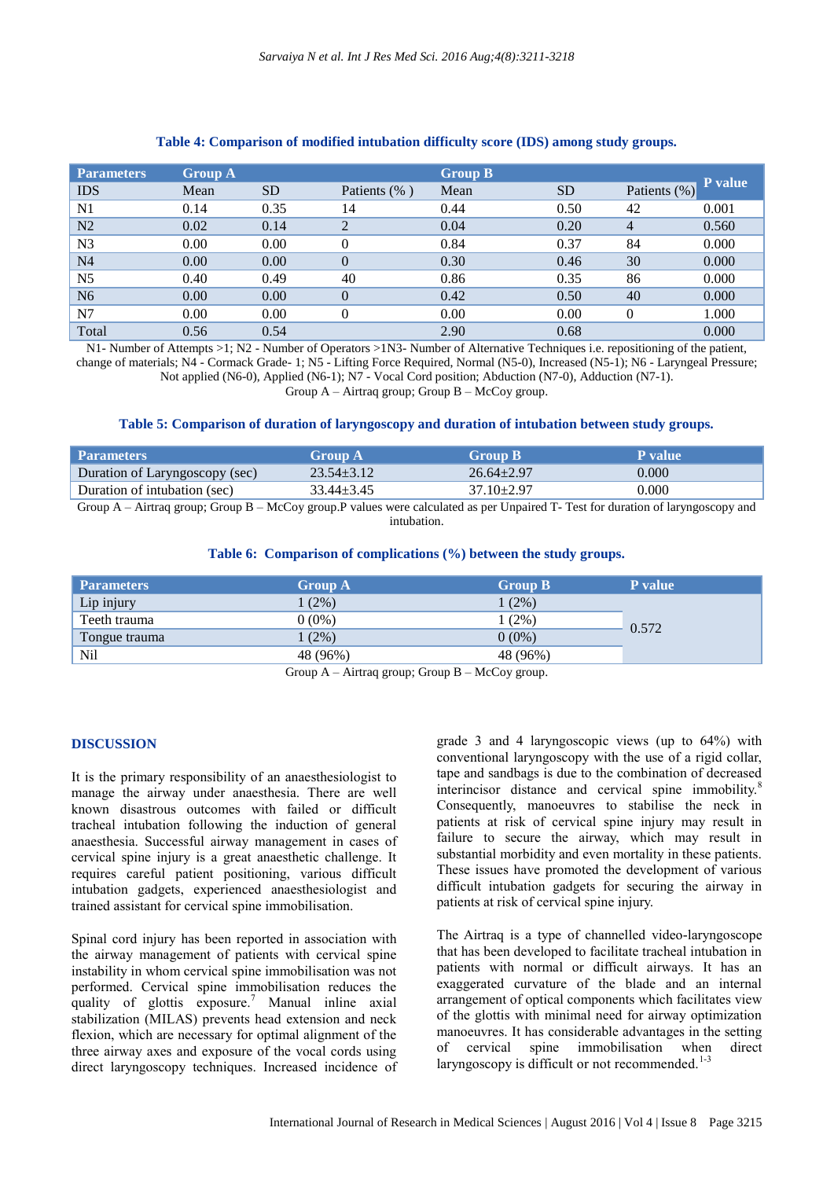**Table 4: Comparison of modified intubation difficulty score (IDS) among study groups.**

| Parameters | Group A | | | Group B | | | P value |
|---|---|---|---|---|---|---|---|
| IDS | Mean | SD | Patients (% ) | Mean | SD | Patients (%) | |
| N1 | 0.14 | 0.35 | 14 | 0.44 | 0.50 | 42 | 0.001 |
| N2 | 0.02 | 0.14 | 2 | 0.04 | 0.20 | 4 | 0.560 |
| N3 | 0.00 | 0.00 | 0 | 0.84 | 0.37 | 84 | 0.000 |
| N4 | 0.00 | 0.00 | 0 | 0.30 | 0.46 | 30 | 0.000 |
| N5 | 0.40 | 0.49 | 40 | 0.86 | 0.35 | 86 | 0.000 |
| N6 | 0.00 | 0.00 | 0 | 0.42 | 0.50 | 40 | 0.000 |
| N7 | 0.00 | 0.00 | 0 | 0.00 | 0.00 | 0 | 1.000 |
| Total | 0.56 | 0.54 | | 2.90 | 0.68 | | 0.000 |

N1- Number of Attempts >1; N2 - Number of Operators >1N3- Number of Alternative Techniques i.e. repositioning of the patient, change of materials; N4 - Cormack Grade- 1; N5 - Lifting Force Required, Normal (N5-0), Increased (N5-1); N6 - Laryngeal Pressure; Not applied (N6-0), Applied (N6-1); N7 - Vocal Cord position; Abduction (N7-0), Adduction (N7-1).
Group A – Airtraq group; Group B – McCoy group.

**Table 5: Comparison of duration of laryngoscopy and duration of intubation between study groups.**

| Parameters | Group A | Group B | P value |
|---|---|---|---|
| Duration of Laryngoscopy (sec) | 23.54±3.12 | 26.64±2.97 | 0.000 |
| Duration of intubation (sec) | 33.44±3.45 | 37.10±2.97 | 0.000 |

Group A – Airtraq group; Group B – McCoy group.P values were calculated as per Unpaired T- Test for duration of laryngoscopy and intubation.

**Table 6: Comparison of complications (%) between the study groups.**

| Parameters | Group A | Group B | P value |
|---|---|---|---|
| Lip injury | 1 (2%) | 1 (2%) | 0.572 |
| Teeth trauma | 0 (0%) | 1 (2%) | |
| Tongue trauma | 1 (2%) | 0 (0%) | |
| Nil | 48 (96%) | 48 (96%) | |

Group A – Airtraq group; Group B – McCoy group.

## DISCUSSION

It is the primary responsibility of an anaesthesiologist to manage the airway under anaesthesia. There are well known disastrous outcomes with failed or difficult tracheal intubation following the induction of general anaesthesia. Successful airway management in cases of cervical spine injury is a great anaesthetic challenge. It requires careful patient positioning, various difficult intubation gadgets, experienced anaesthesiologist and trained assistant for cervical spine immobilisation.

Spinal cord injury has been reported in association with the airway management of patients with cervical spine instability in whom cervical spine immobilisation was not performed. Cervical spine immobilisation reduces the quality of glottis exposure.[7] Manual inline axial stabilization (MILAS) prevents head extension and neck flexion, which are necessary for optimal alignment of the three airway axes and exposure of the vocal cords using direct laryngoscopy techniques. Increased incidence of grade 3 and 4 laryngoscopic views (up to 64%) with conventional laryngoscopy with the use of a rigid collar, tape and sandbags is due to the combination of decreased interincisor distance and cervical spine immobility.[8] Consequently, manoeuvres to stabilise the neck in patients at risk of cervical spine injury may result in failure to secure the airway, which may result in substantial morbidity and even mortality in these patients. These issues have promoted the development of various difficult intubation gadgets for securing the airway in patients at risk of cervical spine injury.

The Airtraq is a type of channelled video-laryngoscope that has been developed to facilitate tracheal intubation in patients with normal or difficult airways. It has an exaggerated curvature of the blade and an internal arrangement of optical components which facilitates view of the glottis with minimal need for airway optimization manoeuvres. It has considerable advantages in the setting of cervical spine immobilisation when direct laryngoscopy is difficult or not recommended.[1-3]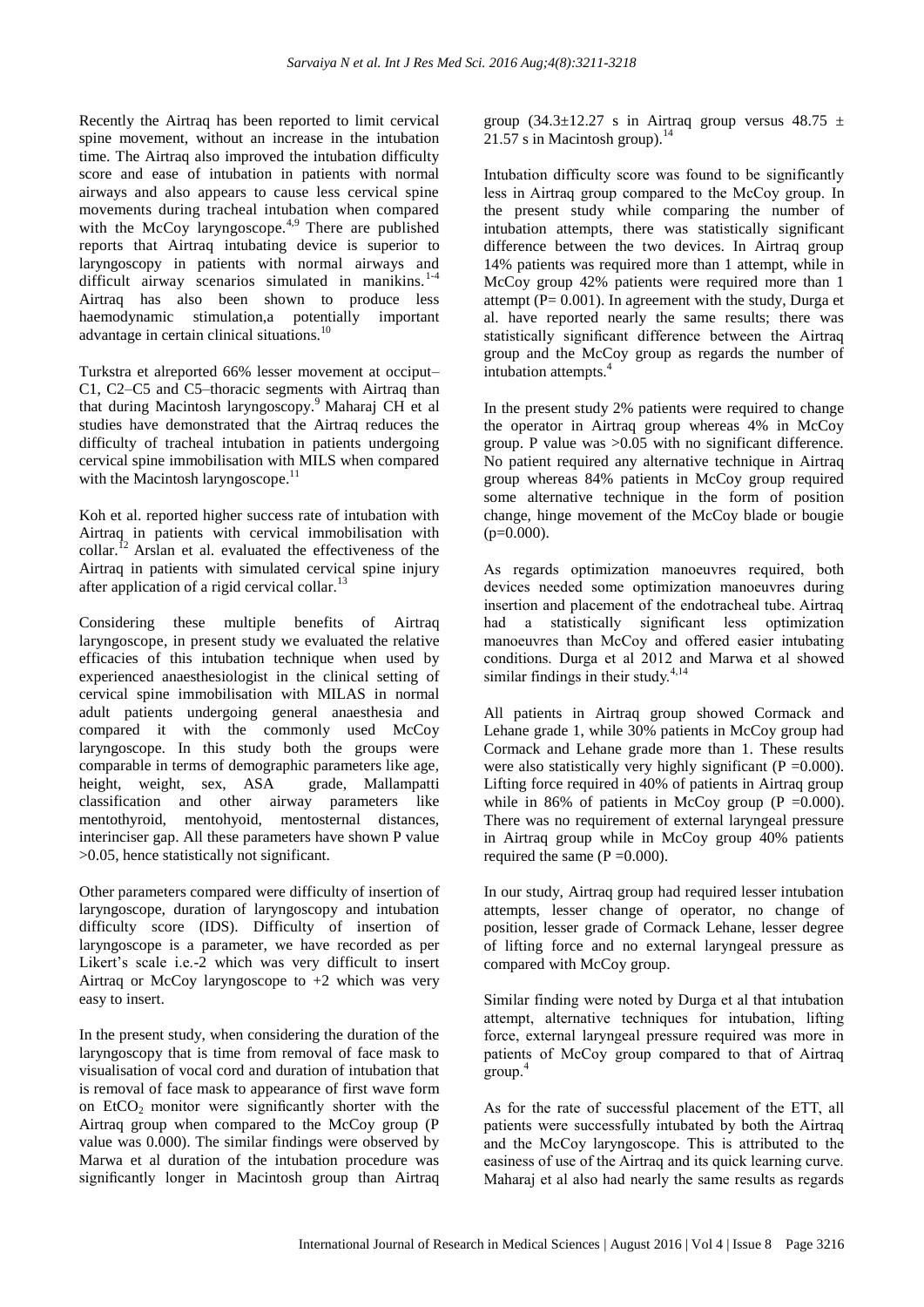Recently the Airtraq has been reported to limit cervical spine movement, without an increase in the intubation time. The Airtraq also improved the intubation difficulty score and ease of intubation in patients with normal airways and also appears to cause less cervical spine movements during tracheal intubation when compared with the McCoy laryngoscope.[4,9] There are published reports that Airtraq intubating device is superior to laryngoscopy in patients with normal airways and difficult airway scenarios simulated in manikins.[1-4] Airtraq has also been shown to produce less haemodynamic stimulation,a potentially important advantage in certain clinical situations.[10]

Turkstra et alreported 66% lesser movement at occiput–C1, C2–C5 and C5–thoracic segments with Airtraq than that during Macintosh laryngoscopy.[9] Maharaj CH et al studies have demonstrated that the Airtraq reduces the difficulty of tracheal intubation in patients undergoing cervical spine immobilisation with MILS when compared with the Macintosh laryngoscope.[11]

Koh et al. reported higher success rate of intubation with Airtraq in patients with cervical immobilisation with collar.[12] Arslan et al. evaluated the effectiveness of the Airtraq in patients with simulated cervical spine injury after application of a rigid cervical collar.[13]

Considering these multiple benefits of Airtraq laryngoscope, in present study we evaluated the relative efficacies of this intubation technique when used by experienced anaesthesiologist in the clinical setting of cervical spine immobilisation with MILAS in normal adult patients undergoing general anaesthesia and compared it with the commonly used McCoy laryngoscope. In this study both the groups were comparable in terms of demographic parameters like age, height, weight, sex, ASA grade, Mallampatti classification and other airway parameters like mentothyroid, mentohyoid, mentosternal distances, interinciser gap. All these parameters have shown P value >0.05, hence statistically not significant.

Other parameters compared were difficulty of insertion of laryngoscope, duration of laryngoscopy and intubation difficulty score (IDS). Difficulty of insertion of laryngoscope is a parameter, we have recorded as per Likert's scale i.e.-2 which was very difficult to insert Airtraq or McCoy laryngoscope to +2 which was very easy to insert.

In the present study, when considering the duration of the laryngoscopy that is time from removal of face mask to visualisation of vocal cord and duration of intubation that is removal of face mask to appearance of first wave form on $EtCO_2$ monitor were significantly shorter with the Airtraq group when compared to the McCoy group (P value was 0.000). The similar findings were observed by Marwa et al duration of the intubation procedure was significantly longer in Macintosh group than Airtraq group (34.3±12.27 s in Airtraq group versus 48.75 ± 21.57 s in Macintosh group).[14]

Intubation difficulty score was found to be significantly less in Airtraq group compared to the McCoy group. In the present study while comparing the number of intubation attempts, there was statistically significant difference between the two devices. In Airtraq group 14% patients was required more than 1 attempt, while in McCoy group 42% patients were required more than 1 attempt (P= 0.001). In agreement with the study, Durga et al. have reported nearly the same results; there was statistically significant difference between the Airtraq group and the McCoy group as regards the number of intubation attempts.[4]

In the present study 2% patients were required to change the operator in Airtraq group whereas 4% in McCoy group. P value was >0.05 with no significant difference. No patient required any alternative technique in Airtraq group whereas 84% patients in McCoy group required some alternative technique in the form of position change, hinge movement of the McCoy blade or bougie (p=0.000).

As regards optimization manoeuvres required, both devices needed some optimization manoeuvres during insertion and placement of the endotracheal tube. Airtraq had a statistically significant less optimization manoeuvres than McCoy and offered easier intubating conditions. Durga et al 2012 and Marwa et al showed similar findings in their study.[4,14]

All patients in Airtraq group showed Cormack and Lehane grade 1, while 30% patients in McCoy group had Cormack and Lehane grade more than 1. These results were also statistically very highly significant (P =0.000). Lifting force required in 40% of patients in Airtraq group while in 86% of patients in McCoy group (P =0.000). There was no requirement of external laryngeal pressure in Airtraq group while in McCoy group 40% patients required the same (P =0.000).

In our study, Airtraq group had required lesser intubation attempts, lesser change of operator, no change of position, lesser grade of Cormack Lehane, lesser degree of lifting force and no external laryngeal pressure as compared with McCoy group.

Similar finding were noted by Durga et al that intubation attempt, alternative techniques for intubation, lifting force, external laryngeal pressure required was more in patients of McCoy group compared to that of Airtraq group.[4]

As for the rate of successful placement of the ETT, all patients were successfully intubated by both the Airtraq and the McCoy laryngoscope. This is attributed to the easiness of use of the Airtraq and its quick learning curve. Maharaj et al also had nearly the same results as regards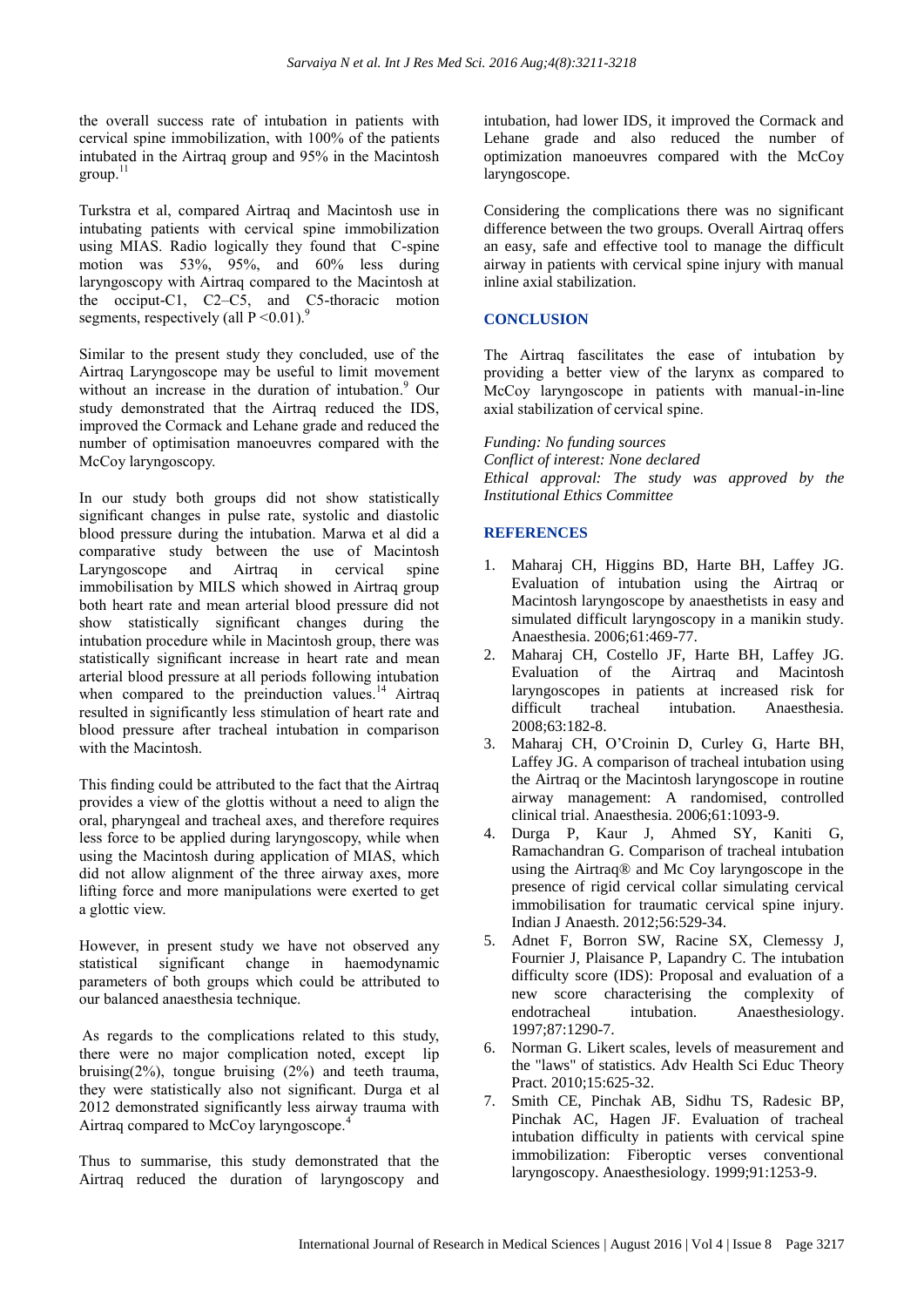the overall success rate of intubation in patients with cervical spine immobilization, with 100% of the patients intubated in the Airtraq group and 95% in the Macintosh group.[11]

Turkstra et al, compared Airtraq and Macintosh use in intubating patients with cervical spine immobilization using MIAS. Radio logically they found that C-spine motion was 53%, 95%, and 60% less during laryngoscopy with Airtraq compared to the Macintosh at the occiput-C1, C2–C5, and C5-thoracic motion segments, respectively (all P <0.01).[9]

Similar to the present study they concluded, use of the Airtraq Laryngoscope may be useful to limit movement without an increase in the duration of intubation.[9] Our study demonstrated that the Airtraq reduced the IDS, improved the Cormack and Lehane grade and reduced the number of optimisation manoeuvres compared with the McCoy laryngoscopy.

In our study both groups did not show statistically significant changes in pulse rate, systolic and diastolic blood pressure during the intubation. Marwa et al did a comparative study between the use of Macintosh Laryngoscope and Airtraq in cervical spine immobilisation by MILS which showed in Airtraq group both heart rate and mean arterial blood pressure did not show statistically significant changes during the intubation procedure while in Macintosh group, there was statistically significant increase in heart rate and mean arterial blood pressure at all periods following intubation when compared to the preinduction values.[14] Airtraq resulted in significantly less stimulation of heart rate and blood pressure after tracheal intubation in comparison with the Macintosh.

This finding could be attributed to the fact that the Airtraq provides a view of the glottis without a need to align the oral, pharyngeal and tracheal axes, and therefore requires less force to be applied during laryngoscopy, while when using the Macintosh during application of MIAS, which did not allow alignment of the three airway axes, more lifting force and more manipulations were exerted to get a glottic view.

However, in present study we have not observed any statistical significant change in haemodynamic parameters of both groups which could be attributed to our balanced anaesthesia technique.

As regards to the complications related to this study, there were no major complication noted, except lip bruising(2%), tongue bruising (2%) and teeth trauma, they were statistically also not significant. Durga et al 2012 demonstrated significantly less airway trauma with Airtraq compared to McCoy laryngoscope.[4]

Thus to summarise, this study demonstrated that the Airtraq reduced the duration of laryngoscopy and intubation, had lower IDS, it improved the Cormack and Lehane grade and also reduced the number of optimization manoeuvres compared with the McCoy laryngoscope.

Considering the complications there was no significant difference between the two groups. Overall Airtraq offers an easy, safe and effective tool to manage the difficult airway in patients with cervical spine injury with manual inline axial stabilization.

## CONCLUSION

The Airtraq fascilitates the ease of intubation by providing a better view of the larynx as compared to McCoy laryngoscope in patients with manual-in-line axial stabilization of cervical spine.

*Funding: No funding sources*
*Conflict of interest: None declared*
*Ethical approval: The study was approved by the Institutional Ethics Committee*

## REFERENCES

1. Maharaj CH, Higgins BD, Harte BH, Laffey JG. Evaluation of intubation using the Airtraq or Macintosh laryngoscope by anaesthetists in easy and simulated difficult laryngoscopy in a manikin study. Anaesthesia. 2006;61:469-77.
2. Maharaj CH, Costello JF, Harte BH, Laffey JG. Evaluation of the Airtraq and Macintosh laryngoscopes in patients at increased risk for difficult tracheal intubation. Anaesthesia. 2008;63:182-8.
3. Maharaj CH, O'Croinin D, Curley G, Harte BH, Laffey JG. A comparison of tracheal intubation using the Airtraq or the Macintosh laryngoscope in routine airway management: A randomised, controlled clinical trial. Anaesthesia. 2006;61:1093-9.
4. Durga P, Kaur J, Ahmed SY, Kaniti G, Ramachandran G. Comparison of tracheal intubation using the Airtraq® and Mc Coy laryngoscope in the presence of rigid cervical collar simulating cervical immobilisation for traumatic cervical spine injury. Indian J Anaesth. 2012;56:529-34.
5. Adnet F, Borron SW, Racine SX, Clemessy J, Fournier J, Plaisance P, Lapandry C. The intubation difficulty score (IDS): Proposal and evaluation of a new score characterising the complexity of endotracheal intubation. Anaesthesiology. 1997;87:1290-7.
6. Norman G. Likert scales, levels of measurement and the "laws" of statistics. Adv Health Sci Educ Theory Pract. 2010;15:625-32.
7. Smith CE, Pinchak AB, Sidhu TS, Radesic BP, Pinchak AC, Hagen JF. Evaluation of tracheal intubation difficulty in patients with cervical spine immobilization: Fiberoptic verses conventional laryngoscopy. Anaesthesiology. 1999;91:1253-9.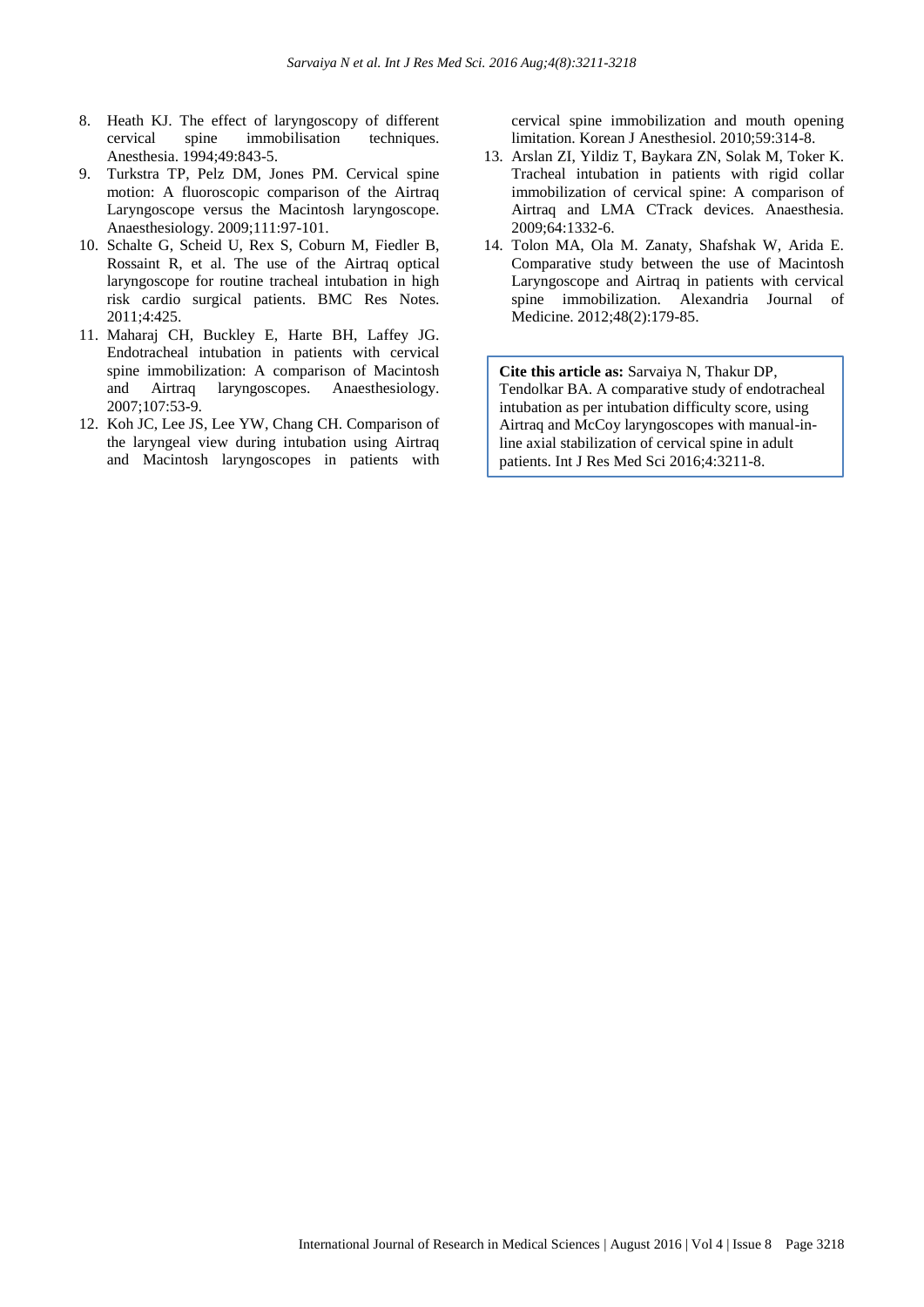8. Heath KJ. The effect of laryngoscopy of different cervical spine immobilisation techniques. Anesthesia. 1994;49:843-5.
9. Turkstra TP, Pelz DM, Jones PM. Cervical spine motion: A fluoroscopic comparison of the Airtraq Laryngoscope versus the Macintosh laryngoscope. Anaesthesiology. 2009;111:97-101.
10. Schalte G, Scheid U, Rex S, Coburn M, Fiedler B, Rossaint R, et al. The use of the Airtraq optical laryngoscope for routine tracheal intubation in high risk cardio surgical patients. BMC Res Notes. 2011;4:425.
11. Maharaj CH, Buckley E, Harte BH, Laffey JG. Endotracheal intubation in patients with cervical spine immobilization: A comparison of Macintosh and Airtraq laryngoscopes. Anaesthesiology. 2007;107:53-9.
12. Koh JC, Lee JS, Lee YW, Chang CH. Comparison of the laryngeal view during intubation using Airtraq and Macintosh laryngoscopes in patients with cervical spine immobilization and mouth opening limitation. Korean J Anesthesiol. 2010;59:314-8.
13. Arslan ZI, Yildiz T, Baykara ZN, Solak M, Toker K. Tracheal intubation in patients with rigid collar immobilization of cervical spine: A comparison of Airtraq and LMA CTrack devices. Anaesthesia. 2009;64:1332-6.
14. Tolon MA, Ola M. Zanaty, Shafshak W, Arida E. Comparative study between the use of Macintosh Laryngoscope and Airtraq in patients with cervical spine immobilization. Alexandria Journal of Medicine. 2012;48(2):179-85.

**Cite this article as:** Sarvaiya N, Thakur DP, Tendolkar BA. A comparative study of endotracheal intubation as per intubation difficulty score, using Airtraq and McCoy laryngoscopes with manual-in-line axial stabilization of cervical spine in adult patients. Int J Res Med Sci 2016;4:3211-8.